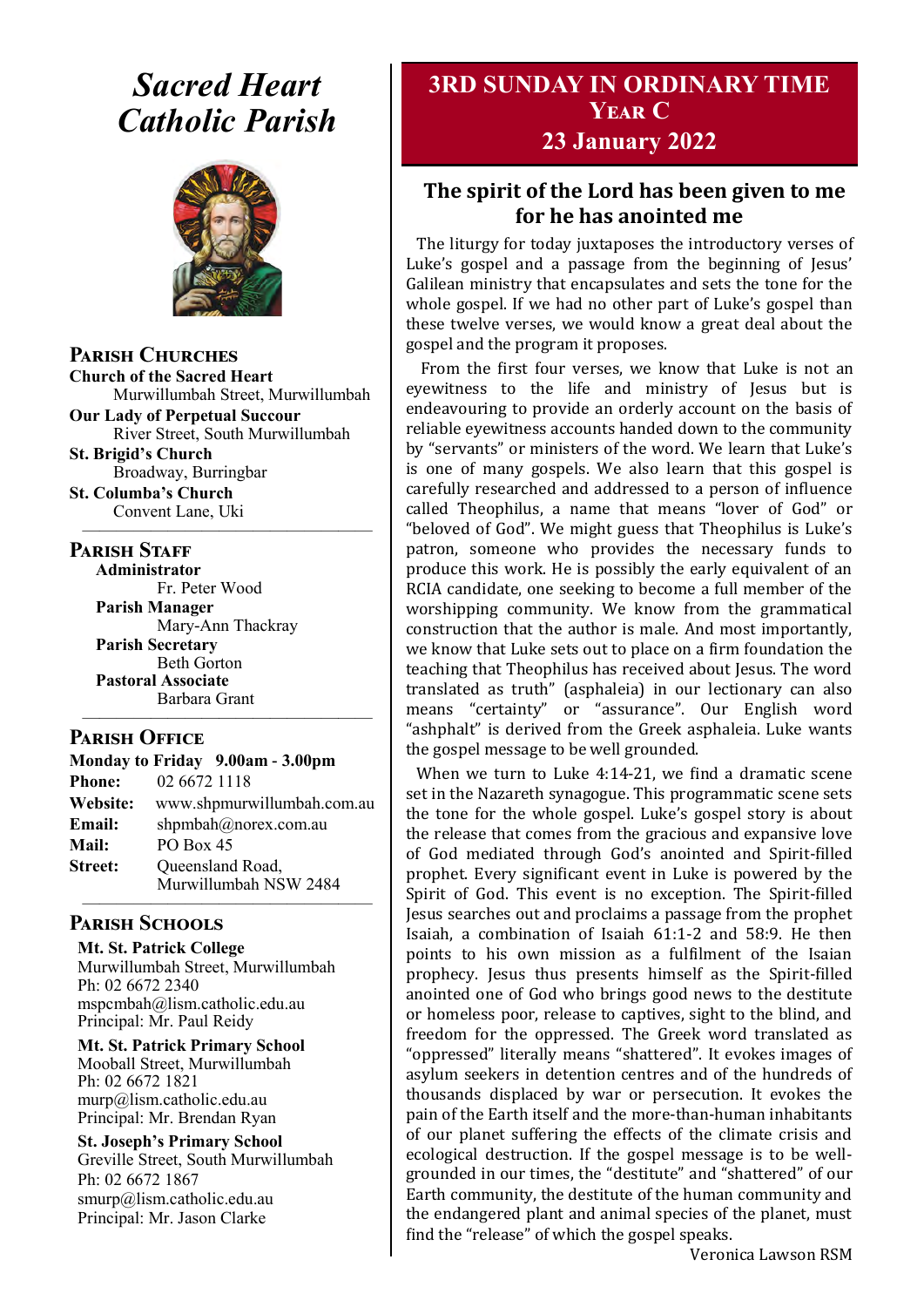# *Sacred Heart Catholic Parish*

## Parish Churches

**Church of the Sacred Heart**
Murwillumbah Street, Murwillumbah

**Our Lady of Perpetual Succour**
River Street, South Murwillumbah

**St. Brigid's Church**
Broadway, Burringbar

**St. Columba's Church**
Convent Lane, Uki

## Parish Staff

**Administrator**
Fr. Peter Wood

**Parish Manager**
Mary-Ann Thackray

**Parish Secretary**
Beth Gorton

**Pastoral Associate**
Barbara Grant

## Parish Office

**Monday to Friday 9.00am - 3.00pm**

**Phone:** 02 6672 1118
**Website:** www.shpmurwillumbah.com.au
**Email:** shpmbah@norex.com.au
**Mail:** PO Box 45
**Street:** Queensland Road, Murwillumbah NSW 2484

## Parish Schools

**Mt. St. Patrick College**
Murwillumbah Street, Murwillumbah
Ph: 02 6672 2340
mspcmbah@lism.catholic.edu.au
Principal: Mr. Paul Reidy

**Mt. St. Patrick Primary School**
Mooball Street, Murwillumbah
Ph: 02 6672 1821
murp@lism.catholic.edu.au
Principal: Mr. Brendan Ryan

**St. Joseph's Primary School**
Greville Street, South Murwillumbah
Ph: 02 6672 1867
smurp@lism.catholic.edu.au
Principal: Mr. Jason Clarke

# 3RD SUNDAY IN ORDINARY TIME
## Year C
## 23 January 2022

## The spirit of the Lord has been given to me for he has anointed me

The liturgy for today juxtaposes the introductory verses of Luke's gospel and a passage from the beginning of Jesus' Galilean ministry that encapsulates and sets the tone for the whole gospel. If we had no other part of Luke's gospel than these twelve verses, we would know a great deal about the gospel and the program it proposes.

From the first four verses, we know that Luke is not an eyewitness to the life and ministry of Jesus but is endeavouring to provide an orderly account on the basis of reliable eyewitness accounts handed down to the community by "servants" or ministers of the word. We learn that Luke's is one of many gospels. We also learn that this gospel is carefully researched and addressed to a person of influence called Theophilus, a name that means "lover of God" or "beloved of God". We might guess that Theophilus is Luke's patron, someone who provides the necessary funds to produce this work. He is possibly the early equivalent of an RCIA candidate, one seeking to become a full member of the worshipping community. We know from the grammatical construction that the author is male. And most importantly, we know that Luke sets out to place on a firm foundation the teaching that Theophilus has received about Jesus. The word translated as truth" (asphaleia) in our lectionary can also means "certainty" or "assurance". Our English word "ashphalt" is derived from the Greek asphaleia. Luke wants the gospel message to be well grounded.

When we turn to Luke 4:14-21, we find a dramatic scene set in the Nazareth synagogue. This programmatic scene sets the tone for the whole gospel. Luke's gospel story is about the release that comes from the gracious and expansive love of God mediated through God's anointed and Spirit-filled prophet. Every significant event in Luke is powered by the Spirit of God. This event is no exception. The Spirit-filled Jesus searches out and proclaims a passage from the prophet Isaiah, a combination of Isaiah 61:1-2 and 58:9. He then points to his own mission as a fulfilment of the Isaian prophecy. Jesus thus presents himself as the Spirit-filled anointed one of God who brings good news to the destitute or homeless poor, release to captives, sight to the blind, and freedom for the oppressed. The Greek word translated as "oppressed" literally means "shattered". It evokes images of asylum seekers in detention centres and of the hundreds of thousands displaced by war or persecution. It evokes the pain of the Earth itself and the more-than-human inhabitants of our planet suffering the effects of the climate crisis and ecological destruction. If the gospel message is to be well-grounded in our times, the "destitute" and "shattered" of our Earth community, the destitute of the human community and the endangered plant and animal species of the planet, must find the "release" of which the gospel speaks.

Veronica Lawson RSM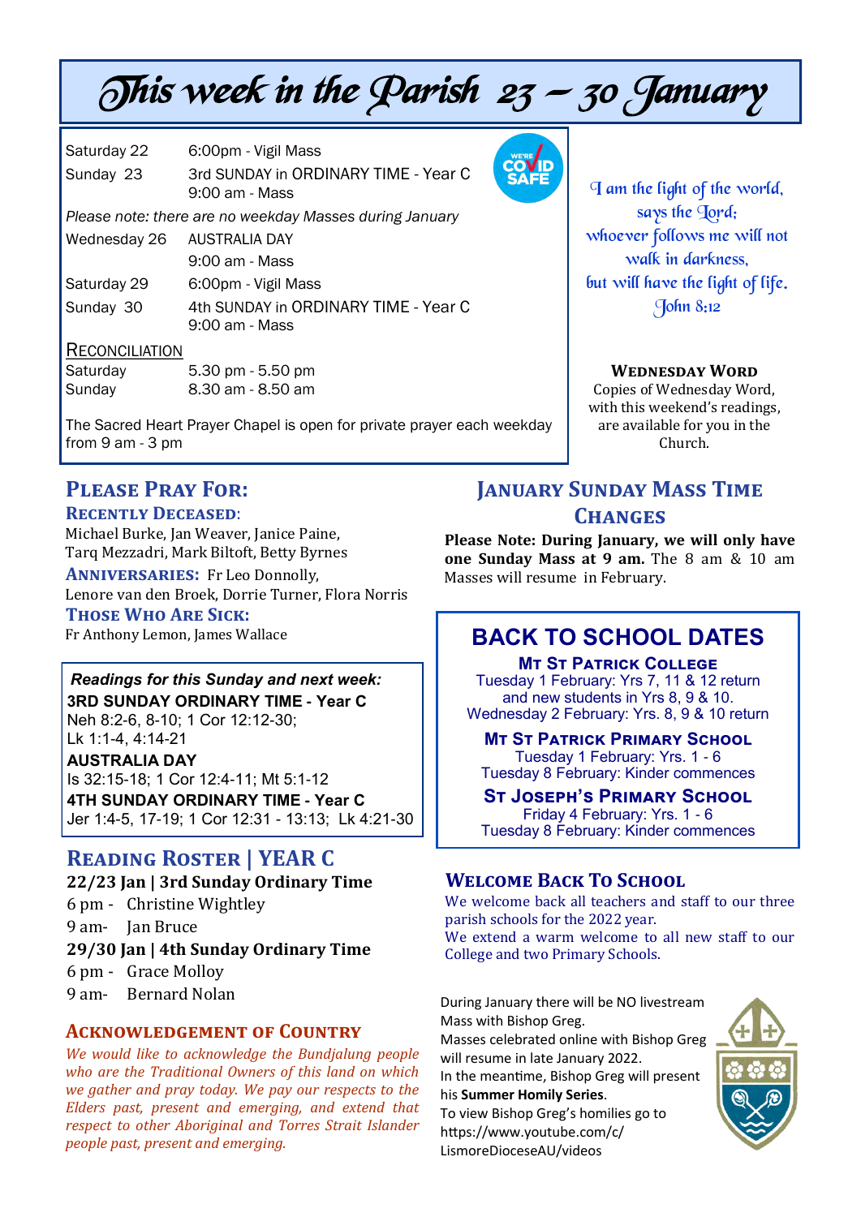# This week in the Parish 23 – 30 January

| | |
|---|---|
| Saturday 22 | 6:00pm - Vigil Mass |
| Sunday 23 | 3rd SUNDAY in ORDINARY TIME - Year C<br>9:00 am - Mass |

*Please note: there are no weekday Masses during January*

| | |
|---|---|
| Wednesday 26 | AUSTRALIA DAY<br>9:00 am - Mass |
| Saturday 29 | 6:00pm - Vigil Mass |
| Sunday 30 | 4th SUNDAY in ORDINARY TIME - Year C<br>9:00 am - Mass |

RECONCILIATION

| | |
|---|---|
| Saturday | 5.30 pm - 5.50 pm |
| Sunday | 8.30 am - 8.50 am |

The Sacred Heart Prayer Chapel is open for private prayer each weekday from 9 am - 3 pm

*I am the light of the world,*
*says the Lord;*
*whoever follows me will not walk in darkness,*
*but will have the light of life.*
*John 8:12*

**WEDNESDAY WORD**

Copies of Wednesday Word, with this weekend's readings, are available for you in the Church.

## PLEASE PRAY FOR:

**RECENTLY DECEASED:**
Michael Burke, Jan Weaver, Janice Paine, Tarq Mezzadri, Mark Biltoft, Betty Byrnes

**ANNIVERSARIES:** Fr Leo Donnolly, Lenore van den Broek, Dorrie Turner, Flora Norris

**THOSE WHO ARE SICK:**
Fr Anthony Lemon, James Wallace

***Readings for this Sunday and next week:***

**3RD SUNDAY ORDINARY TIME - Year C**
Neh 8:2-6, 8-10; 1 Cor 12:12-30; Lk 1:1-4, 4:14-21

**AUSTRALIA DAY**
Is 32:15-18; 1 Cor 12:4-11; Mt 5:1-12

**4TH SUNDAY ORDINARY TIME - Year C**
Jer 1:4-5, 17-19; 1 Cor 12:31 - 13:13; Lk 4:21-30

## READING ROSTER | YEAR C

**22/23 Jan | 3rd Sunday Ordinary Time**
6 pm - Christine Wightley
9 am- Jan Bruce

**29/30 Jan | 4th Sunday Ordinary Time**
6 pm - Grace Molloy
9 am- Bernard Nolan

## ACKNOWLEDGEMENT OF COUNTRY

*We would like to acknowledge the Bundjalung people who are the Traditional Owners of this land on which we gather and pray today. We pay our respects to the Elders past, present and emerging, and extend that respect to other Aboriginal and Torres Strait Islander people past, present and emerging.*

## JANUARY SUNDAY MASS TIME CHANGES

**Please Note: During January, we will only have one Sunday Mass at 9 am.** The 8 am & 10 am Masses will resume in February.

## BACK TO SCHOOL DATES

**MT ST PATRICK COLLEGE**
Tuesday 1 February: Yrs 7, 11 & 12 return and new students in Yrs 8, 9 & 10.
Wednesday 2 February: Yrs. 8, 9 & 10 return

**MT ST PATRICK PRIMARY SCHOOL**
Tuesday 1 February: Yrs. 1 - 6
Tuesday 8 February: Kinder commences

**ST JOSEPH'S PRIMARY SCHOOL**
Friday 4 February: Yrs. 1 - 6
Tuesday 8 February: Kinder commences

## WELCOME BACK TO SCHOOL

We welcome back all teachers and staff to our three parish schools for the 2022 year.
We extend a warm welcome to all new staff to our College and two Primary Schools.

During January there will be NO livestream Mass with Bishop Greg.
Masses celebrated online with Bishop Greg will resume in late January 2022.
In the meantime, Bishop Greg will present his **Summer Homily Series**.
To view Bishop Greg's homilies go to https://www.youtube.com/c/LismoreDioceseAU/videos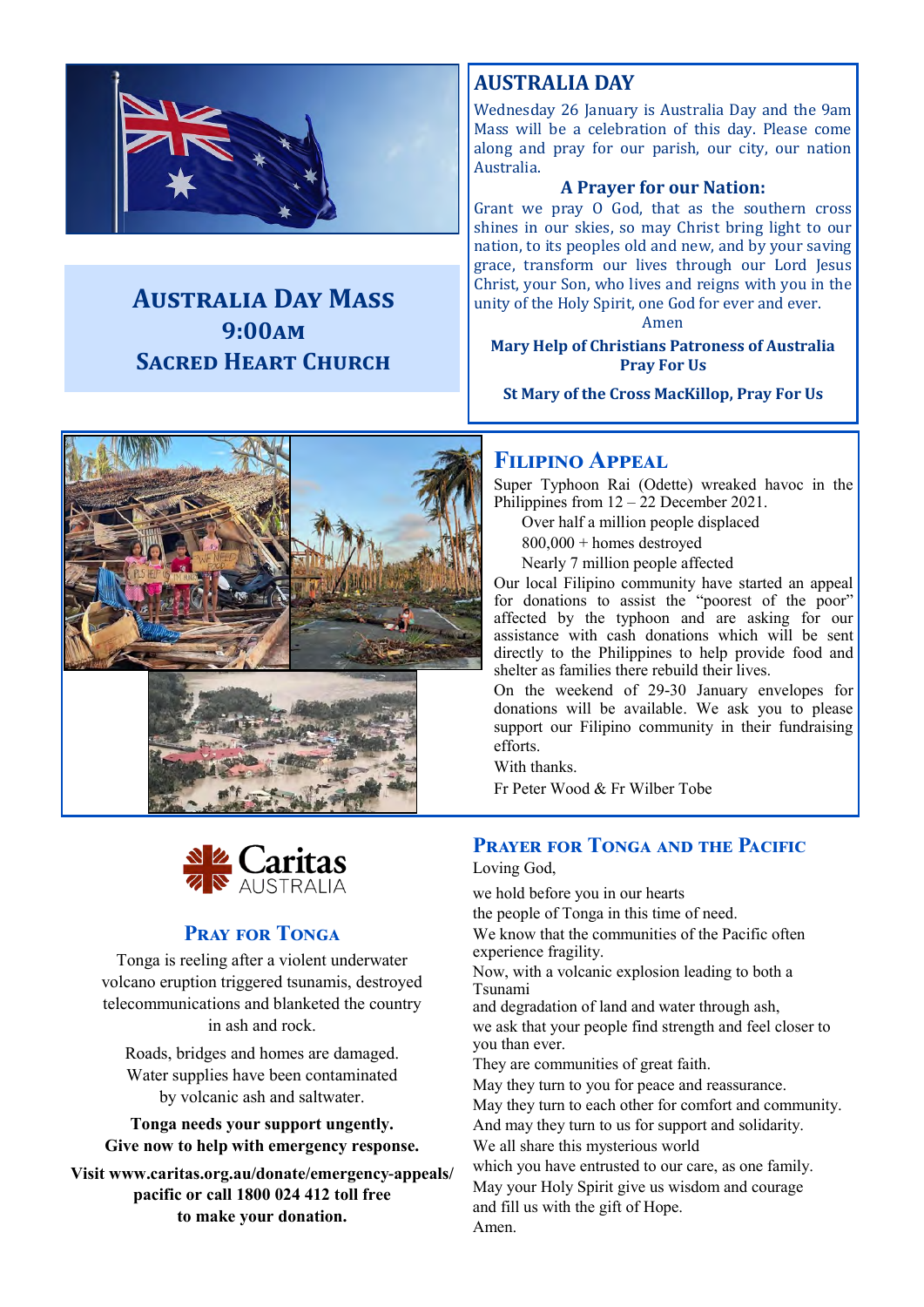## Australia Day Mass
## 9:00am
## Sacred Heart Church

## AUSTRALIA DAY

Wednesday 26 January is Australia Day and the 9am Mass will be a celebration of this day. Please come along and pray for our parish, our city, our nation Australia.

### A Prayer for our Nation:

Grant we pray O God, that as the southern cross shines in our skies, so may Christ bring light to our nation, to its peoples old and new, and by your saving grace, transform our lives through our Lord Jesus Christ, your Son, who lives and reigns with you in the unity of the Holy Spirit, one God for ever and ever.

Amen

**Mary Help of Christians Patroness of Australia Pray For Us**

**St Mary of the Cross MacKillop, Pray For Us**

## Filipino Appeal

Super Typhoon Rai (Odette) wreaked havoc in the Philippines from 12 – 22 December 2021.

- Over half a million people displaced
- 800,000 + homes destroyed
- Nearly 7 million people affected

Our local Filipino community have started an appeal for donations to assist the "poorest of the poor" affected by the typhoon and are asking for our assistance with cash donations which will be sent directly to the Philippines to help provide food and shelter as families there rebuild their lives.

On the weekend of 29-30 January envelopes for donations will be available. We ask you to please support our Filipino community in their fundraising efforts.

With thanks.

Fr Peter Wood & Fr Wilber Tobe

Caritas AUSTRALIA

## Pray for Tonga

Tonga is reeling after a violent underwater volcano eruption triggered tsunamis, destroyed telecommunications and blanketed the country in ash and rock.

Roads, bridges and homes are damaged. Water supplies have been contaminated by volcanic ash and saltwater.

**Tonga needs your support ungently. Give now to help with emergency response.**

**Visit www.caritas.org.au/donate/emergency-appeals/pacific or call 1800 024 412 toll free to make your donation.**

## Prayer for Tonga and the Pacific

Loving God,

we hold before you in our hearts
the people of Tonga in this time of need.
We know that the communities of the Pacific often experience fragility.
Now, with a volcanic explosion leading to both a Tsunami
and degradation of land and water through ash,
we ask that your people find strength and feel closer to you than ever.
They are communities of great faith.
May they turn to you for peace and reassurance.
May they turn to each other for comfort and community.
And may they turn to us for support and solidarity.
We all share this mysterious world
which you have entrusted to our care, as one family.
May your Holy Spirit give us wisdom and courage
and fill us with the gift of Hope.
Amen.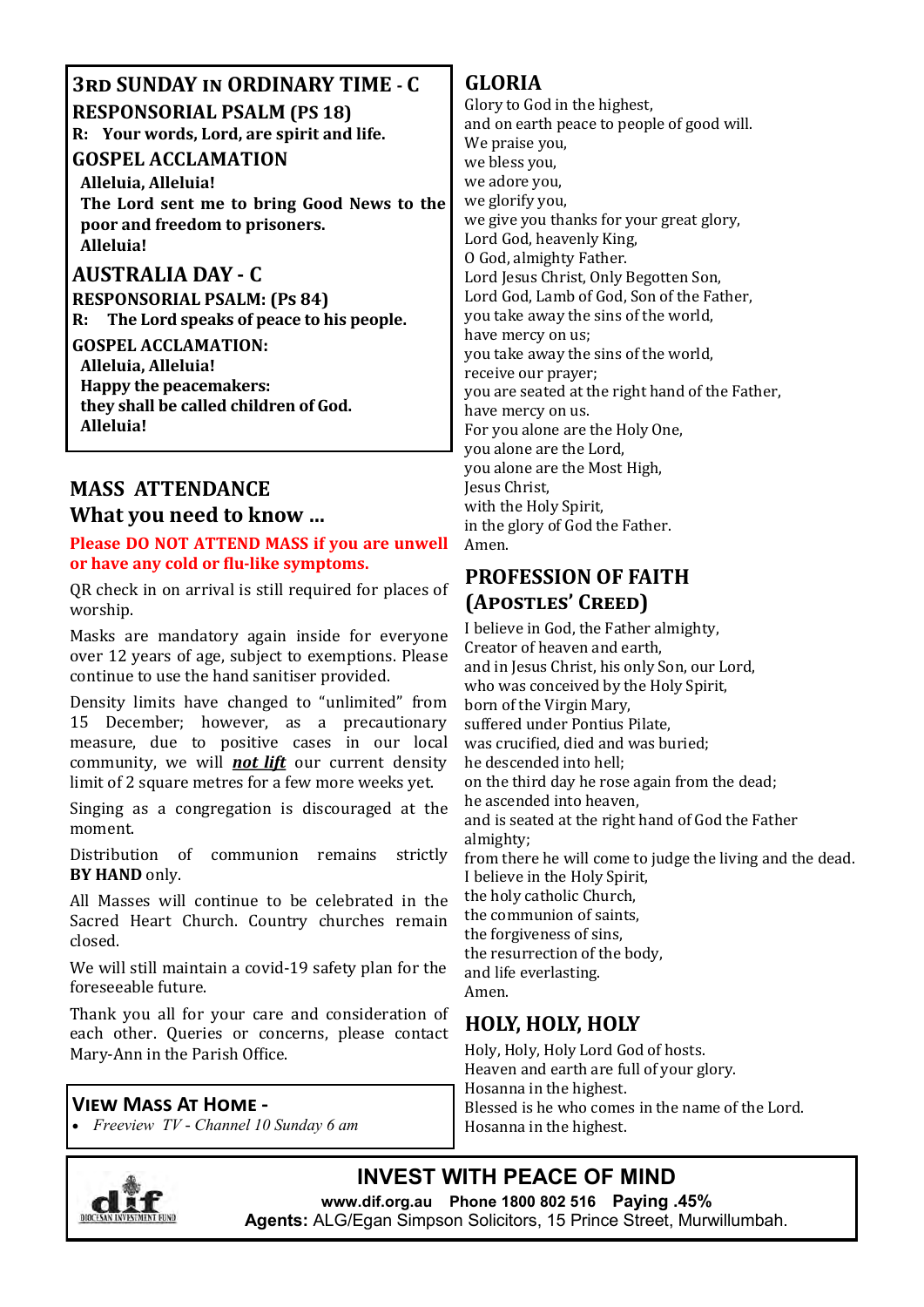## 3RD SUNDAY IN ORDINARY TIME - C

**RESPONSORIAL PSALM (PS 18)**

**R: Your words, Lord, are spirit and life.**

**GOSPEL ACCLAMATION**

**Alleluia, Alleluia!**
**The Lord sent me to bring Good News to the poor and freedom to prisoners.**
**Alleluia!**

## AUSTRALIA DAY - C

**RESPONSORIAL PSALM: (Ps 84)**

**R: The Lord speaks of peace to his people.**

**GOSPEL ACCLAMATION:**

**Alleluia, Alleluia!**
**Happy the peacemakers:**
**they shall be called children of God.**
**Alleluia!**

## MASS ATTENDANCE

### What you need to know ...

**Please DO NOT ATTEND MASS if you are unwell or have any cold or flu-like symptoms.**

QR check in on arrival is still required for places of worship.

Masks are mandatory again inside for everyone over 12 years of age, subject to exemptions. Please continue to use the hand sanitiser provided.

Density limits have changed to "unlimited" from 15 December; however, as a precautionary measure, due to positive cases in our local community, we will ***not lift*** our current density limit of 2 square metres for a few more weeks yet.

Singing as a congregation is discouraged at the moment.

Distribution of communion remains strictly **BY HAND** only.

All Masses will continue to be celebrated in the Sacred Heart Church. Country churches remain closed.

We will still maintain a covid-19 safety plan for the foreseeable future.

Thank you all for your care and consideration of each other. Queries or concerns, please contact Mary-Ann in the Parish Office.

## VIEW MASS AT HOME -

- *Freeview TV - Channel 10 Sunday 6 am*

## GLORIA

Glory to God in the highest,
and on earth peace to people of good will.
We praise you,
we bless you,
we adore you,
we glorify you,
we give you thanks for your great glory,
Lord God, heavenly King,
O God, almighty Father.
Lord Jesus Christ, Only Begotten Son,
Lord God, Lamb of God, Son of the Father,
you take away the sins of the world,
have mercy on us;
you take away the sins of the world,
receive our prayer;
you are seated at the right hand of the Father,
have mercy on us.
For you alone are the Holy One,
you alone are the Lord,
you alone are the Most High,
Jesus Christ,
with the Holy Spirit,
in the glory of God the Father.
Amen.

## PROFESSION OF FAITH (APOSTLES' CREED)

I believe in God, the Father almighty,
Creator of heaven and earth,
and in Jesus Christ, his only Son, our Lord,
who was conceived by the Holy Spirit,
born of the Virgin Mary,
suffered under Pontius Pilate,
was crucified, died and was buried;
he descended into hell;
on the third day he rose again from the dead;
he ascended into heaven,
and is seated at the right hand of God the Father almighty;
from there he will come to judge the living and the dead.
I believe in the Holy Spirit,
the holy catholic Church,
the communion of saints,
the forgiveness of sins,
the resurrection of the body,
and life everlasting.
Amen.

## HOLY, HOLY, HOLY

Holy, Holy, Holy Lord God of hosts.
Heaven and earth are full of your glory.
Hosanna in the highest.
Blessed is he who comes in the name of the Lord.
Hosanna in the highest.

## INVEST WITH PEACE OF MIND

DIOCESAN INVESTMENT FUND

**www.dif.org.au Phone 1800 802 516 Paying .45%**

**Agents:** ALG/Egan Simpson Solicitors, 15 Prince Street, Murwillumbah.